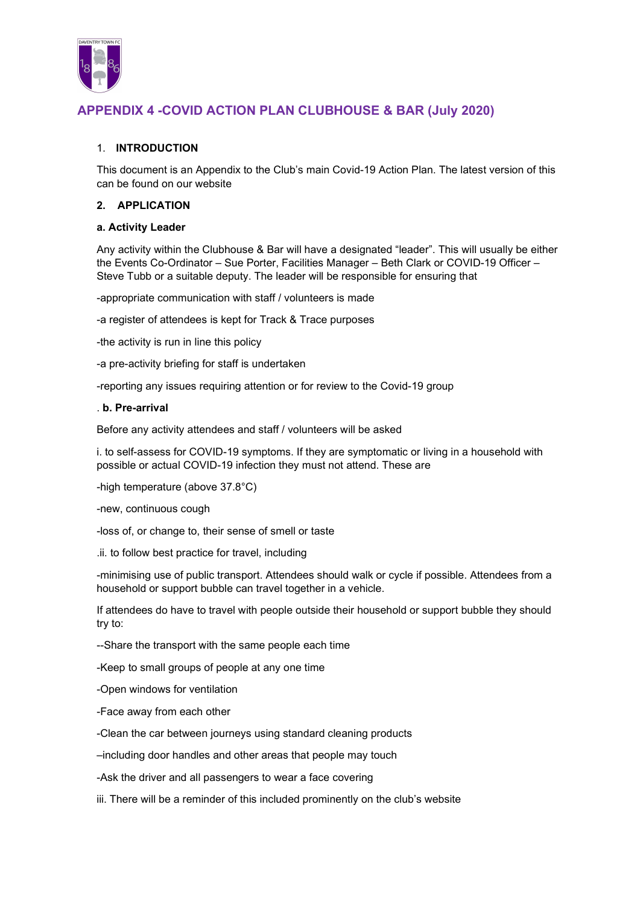# APPENDIX 4 -COVID ACTION PLAN CLUBHOUSE & BAR (July 2020)

1. **INTRODUCTION**

This document is an Appendix to the Club's main Covid-19 Action Plan. The latest version of this can be found on our website

**2. APPLICATION**

**a. Activity Leader**

Any activity within the Clubhouse & Bar will have a designated "leader". This will usually be either the Events Co-Ordinator – Sue Porter, Facilities Manager – Beth Clark or COVID-19 Officer – Steve Tubb or a suitable deputy. The leader will be responsible for ensuring that

-appropriate communication with staff / volunteers is made

-a register of attendees is kept for Track & Trace purposes

-the activity is run in line this policy

-a pre-activity briefing for staff is undertaken

-reporting any issues requiring attention or for review to the Covid-19 group

. **b. Pre-arrival**

Before any activity attendees and staff / volunteers will be asked

i. to self-assess for COVID-19 symptoms. If they are symptomatic or living in a household with possible or actual COVID-19 infection they must not attend. These are

-high temperature (above 37.8°C)

-new, continuous cough

-loss of, or change to, their sense of smell or taste

.ii. to follow best practice for travel, including

-minimising use of public transport. Attendees should walk or cycle if possible. Attendees from a household or support bubble can travel together in a vehicle.

If attendees do have to travel with people outside their household or support bubble they should try to:

--Share the transport with the same people each time

-Keep to small groups of people at any one time

-Open windows for ventilation

-Face away from each other

-Clean the car between journeys using standard cleaning products

–including door handles and other areas that people may touch

-Ask the driver and all passengers to wear a face covering

iii. There will be a reminder of this included prominently on the club's website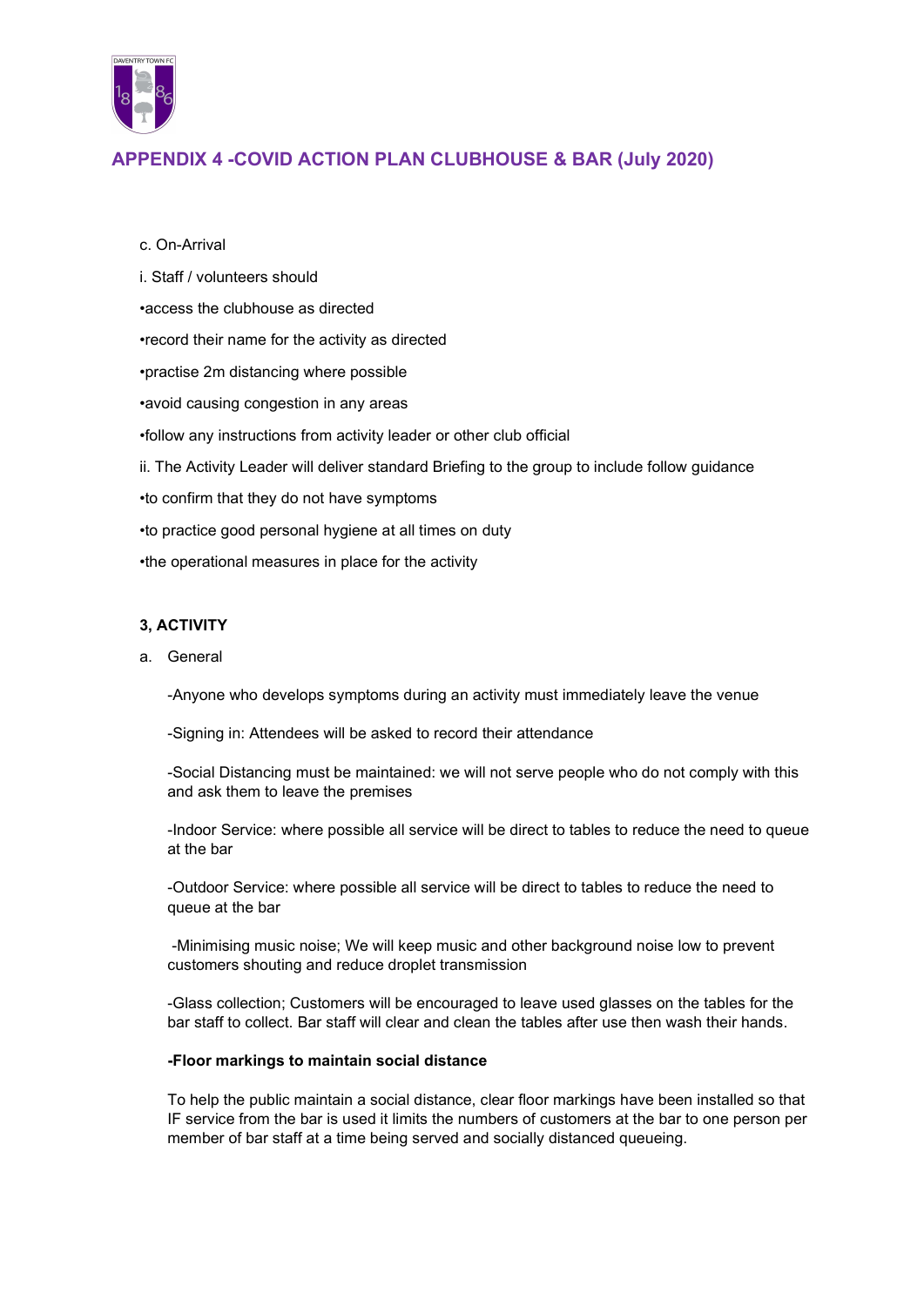## APPENDIX 4 -COVID ACTION PLAN CLUBHOUSE & BAR (July 2020)

c. On-Arrival

i. Staff / volunteers should

•access the clubhouse as directed

•record their name for the activity as directed

•practise 2m distancing where possible

•avoid causing congestion in any areas

•follow any instructions from activity leader or other club official

ii. The Activity Leader will deliver standard Briefing to the group to include follow guidance

•to confirm that they do not have symptoms

•to practice good personal hygiene at all times on duty

•the operational measures in place for the activity

**3, ACTIVITY**

a. General

-Anyone who develops symptoms during an activity must immediately leave the venue

-Signing in: Attendees will be asked to record their attendance

-Social Distancing must be maintained: we will not serve people who do not comply with this and ask them to leave the premises

-Indoor Service: where possible all service will be direct to tables to reduce the need to queue at the bar

-Outdoor Service: where possible all service will be direct to tables to reduce the need to queue at the bar

-Minimising music noise; We will keep music and other background noise low to prevent customers shouting and reduce droplet transmission

-Glass collection; Customers will be encouraged to leave used glasses on the tables for the bar staff to collect. Bar staff will clear and clean the tables after use then wash their hands.

**-Floor markings to maintain social distance**

To help the public maintain a social distance, clear floor markings have been installed so that IF service from the bar is used it limits the numbers of customers at the bar to one person per member of bar staff at a time being served and socially distanced queueing.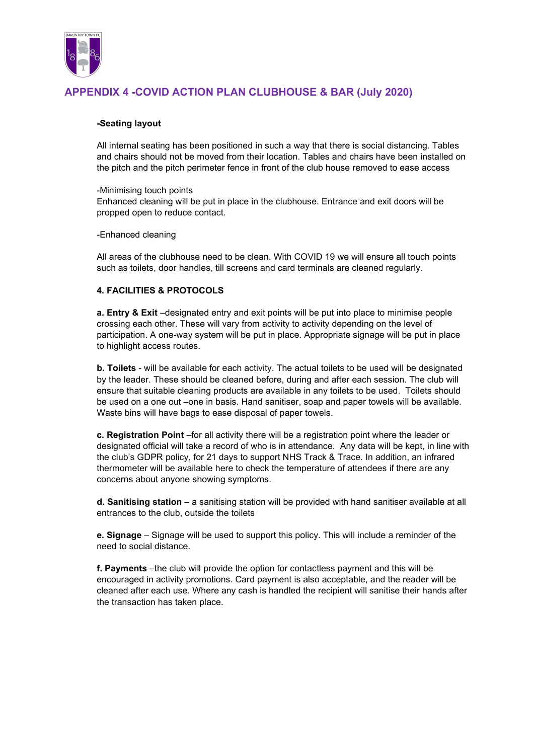## APPENDIX 4 -COVID ACTION PLAN CLUBHOUSE & BAR (July 2020)

**-Seating layout**

All internal seating has been positioned in such a way that there is social distancing. Tables and chairs should not be moved from their location. Tables and chairs have been installed on the pitch and the pitch perimeter fence in front of the club house removed to ease access

-Minimising touch points
Enhanced cleaning will be put in place in the clubhouse. Entrance and exit doors will be propped open to reduce contact.

-Enhanced cleaning

All areas of the clubhouse need to be clean. With COVID 19 we will ensure all touch points such as toilets, door handles, till screens and card terminals are cleaned regularly.

**4. FACILITIES & PROTOCOLS**

**a. Entry & Exit** –designated entry and exit points will be put into place to minimise people crossing each other. These will vary from activity to activity depending on the level of participation. A one-way system will be put in place. Appropriate signage will be put in place to highlight access routes.

**b. Toilets** - will be available for each activity. The actual toilets to be used will be designated by the leader. These should be cleaned before, during and after each session. The club will ensure that suitable cleaning products are available in any toilets to be used. Toilets should be used on a one out –one in basis. Hand sanitiser, soap and paper towels will be available. Waste bins will have bags to ease disposal of paper towels.

**c. Registration Point** –for all activity there will be a registration point where the leader or designated official will take a record of who is in attendance. Any data will be kept, in line with the club's GDPR policy, for 21 days to support NHS Track & Trace. In addition, an infrared thermometer will be available here to check the temperature of attendees if there are any concerns about anyone showing symptoms.

**d. Sanitising station** – a sanitising station will be provided with hand sanitiser available at all entrances to the club, outside the toilets

**e. Signage** – Signage will be used to support this policy. This will include a reminder of the need to social distance.

**f. Payments** –the club will provide the option for contactless payment and this will be encouraged in activity promotions. Card payment is also acceptable, and the reader will be cleaned after each use. Where any cash is handled the recipient will sanitise their hands after the transaction has taken place.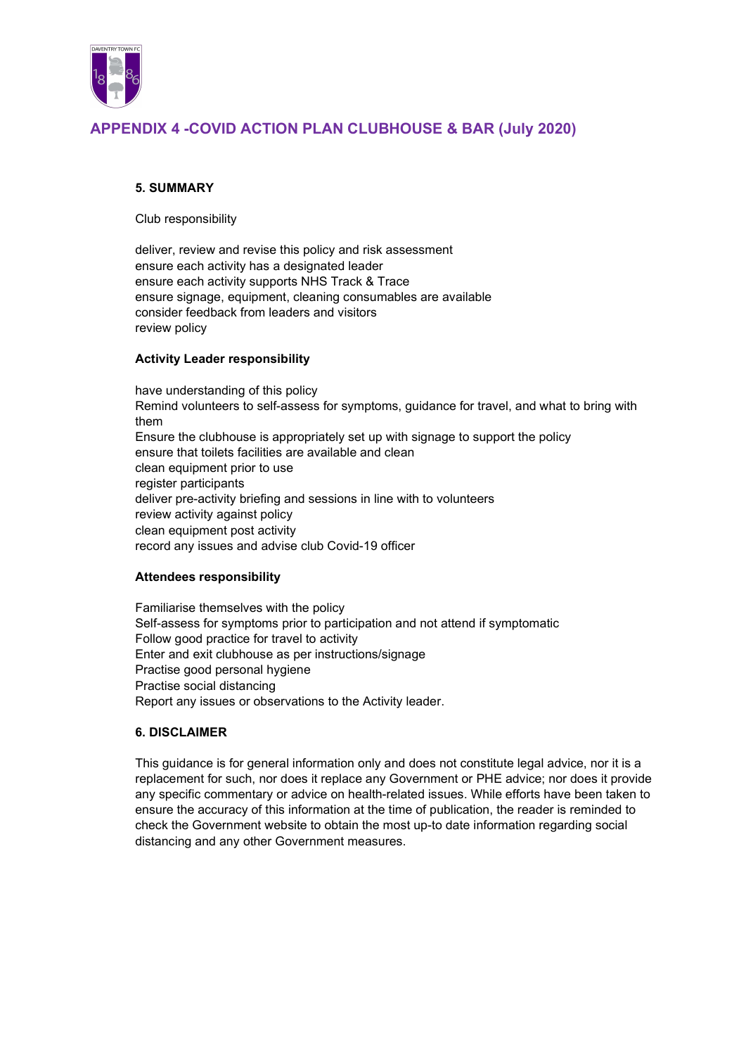## APPENDIX 4 -COVID ACTION PLAN CLUBHOUSE & BAR (July 2020)

### 5. SUMMARY

Club responsibility

deliver, review and revise this policy and risk assessment
ensure each activity has a designated leader
ensure each activity supports NHS Track & Trace
ensure signage, equipment, cleaning consumables are available
consider feedback from leaders and visitors
review policy

**Activity Leader responsibility**

have understanding of this policy
Remind volunteers to self-assess for symptoms, guidance for travel, and what to bring with them
Ensure the clubhouse is appropriately set up with signage to support the policy
ensure that toilets facilities are available and clean
clean equipment prior to use
register participants
deliver pre-activity briefing and sessions in line with to volunteers
review activity against policy
clean equipment post activity
record any issues and advise club Covid-19 officer

**Attendees responsibility**

Familiarise themselves with the policy
Self-assess for symptoms prior to participation and not attend if symptomatic
Follow good practice for travel to activity
Enter and exit clubhouse as per instructions/signage
Practise good personal hygiene
Practise social distancing
Report any issues or observations to the Activity leader.

### 6. DISCLAIMER

This guidance is for general information only and does not constitute legal advice, nor it is a replacement for such, nor does it replace any Government or PHE advice; nor does it provide any specific commentary or advice on health-related issues. While efforts have been taken to ensure the accuracy of this information at the time of publication, the reader is reminded to check the Government website to obtain the most up-to date information regarding social distancing and any other Government measures.